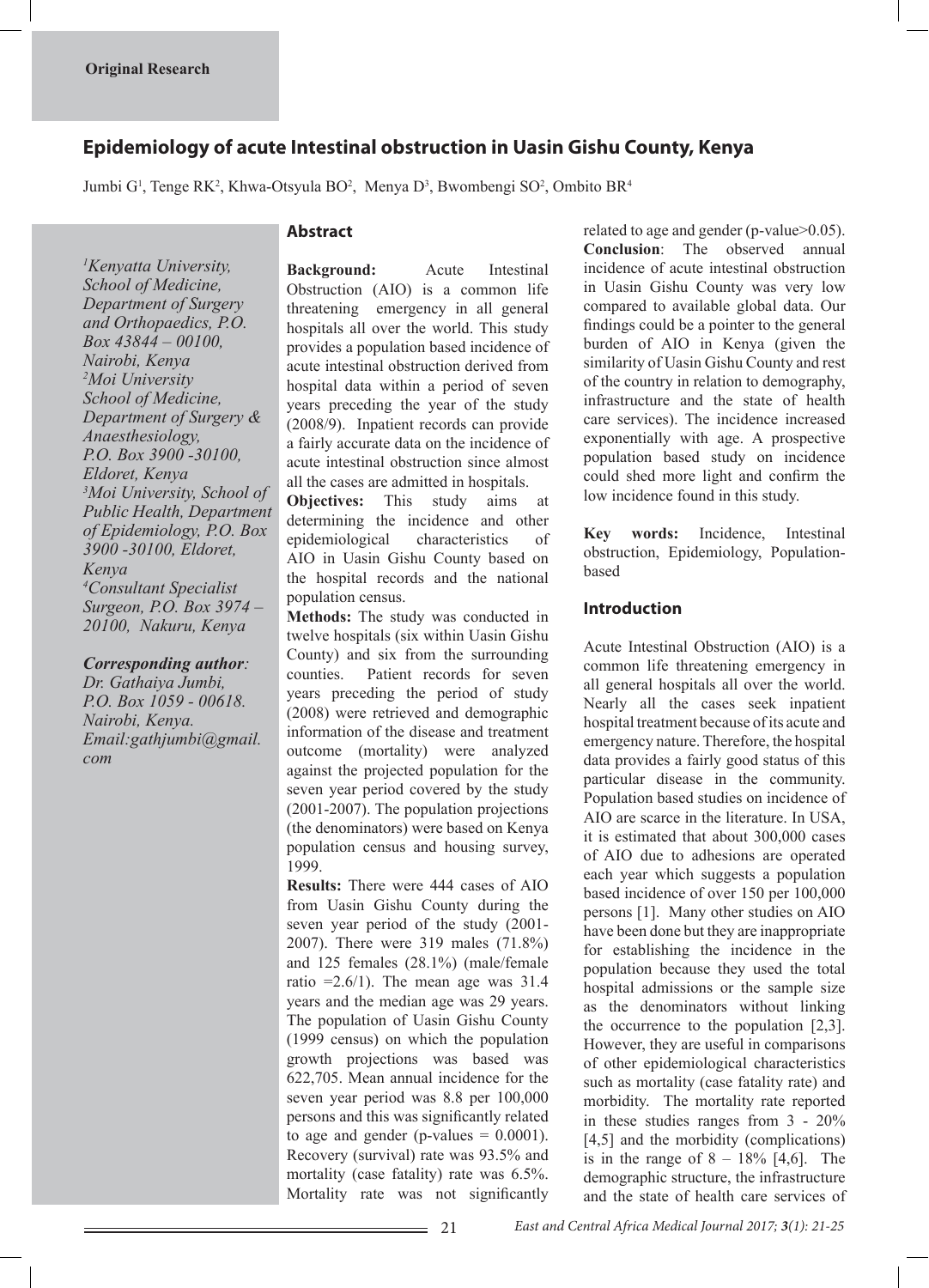**Original Research**

# Epidemiology of acute Intestinal obstruction in Uasin Gishu County, Kenya

Jumbi G[1], Tenge RK[2], Khwa-Otsyula BO[2], Menya D[3], Bwombengi SO[2], Ombito BR[4]

*[1]Kenyatta University, School of Medicine, Department of Surgery and Orthopaedics, P.O. Box 43844 – 00100, Nairobi, Kenya*
*[2]Moi University School of Medicine, Department of Surgery & Anaesthesiology, P.O. Box 3900 -30100, Eldoret, Kenya*
*[3]Moi University, School of Public Health, Department of Epidemiology, P.O. Box 3900 -30100, Eldoret, Kenya*
*[4]Consultant Specialist Surgeon, P.O. Box 3974 – 20100, Nakuru, Kenya*

***Corresponding author****:*
*Dr. Gathaiya Jumbi, P.O. Box 1059 - 00618. Nairobi, Kenya. Email:gathjumbi@gmail.com*

## Abstract

**Background:** Acute Intestinal Obstruction (AIO) is a common life threatening emergency in all general hospitals all over the world. This study provides a population based incidence of acute intestinal obstruction derived from hospital data within a period of seven years preceding the year of the study (2008/9). Inpatient records can provide a fairly accurate data on the incidence of acute intestinal obstruction since almost all the cases are admitted in hospitals.

**Objectives:** This study aims at determining the incidence and other epidemiological characteristics of AIO in Uasin Gishu County based on the hospital records and the national population census.

**Methods:** The study was conducted in twelve hospitals (six within Uasin Gishu County) and six from the surrounding counties. Patient records for seven years preceding the period of study (2008) were retrieved and demographic information of the disease and treatment outcome (mortality) were analyzed against the projected population for the seven year period covered by the study (2001-2007). The population projections (the denominators) were based on Kenya population census and housing survey, 1999.

**Results:** There were 444 cases of AIO from Uasin Gishu County during the seven year period of the study (2001-2007). There were 319 males (71.8%) and 125 females (28.1%) (male/female ratio =2.6/1). The mean age was 31.4 years and the median age was 29 years. The population of Uasin Gishu County (1999 census) on which the population growth projections was based was 622,705. Mean annual incidence for the seven year period was 8.8 per 100,000 persons and this was significantly related to age and gender (p-values = 0.0001). Recovery (survival) rate was 93.5% and mortality (case fatality) rate was 6.5%. Mortality rate was not significantly related to age and gender (p-value>0.05).

**Conclusion**: The observed annual incidence of acute intestinal obstruction in Uasin Gishu County was very low compared to available global data. Our findings could be a pointer to the general burden of AIO in Kenya (given the similarity of Uasin Gishu County and rest of the country in relation to demography, infrastructure and the state of health care services). The incidence increased exponentially with age. A prospective population based study on incidence could shed more light and confirm the low incidence found in this study.

**Key words:** Incidence, Intestinal obstruction, Epidemiology, Population-based

## Introduction

Acute Intestinal Obstruction (AIO) is a common life threatening emergency in all general hospitals all over the world. Nearly all the cases seek inpatient hospital treatment because of its acute and emergency nature. Therefore, the hospital data provides a fairly good status of this particular disease in the community. Population based studies on incidence of AIO are scarce in the literature. In USA, it is estimated that about 300,000 cases of AIO due to adhesions are operated each year which suggests a population based incidence of over 150 per 100,000 persons [1]. Many other studies on AIO have been done but they are inappropriate for establishing the incidence in the population because they used the total hospital admissions or the sample size as the denominators without linking the occurrence to the population [2,3]. However, they are useful in comparisons of other epidemiological characteristics such as mortality (case fatality rate) and morbidity. The mortality rate reported in these studies ranges from 3 - 20% [4,5] and the morbidity (complications) is in the range of 8 – 18% [4,6]. The demographic structure, the infrastructure and the state of health care services of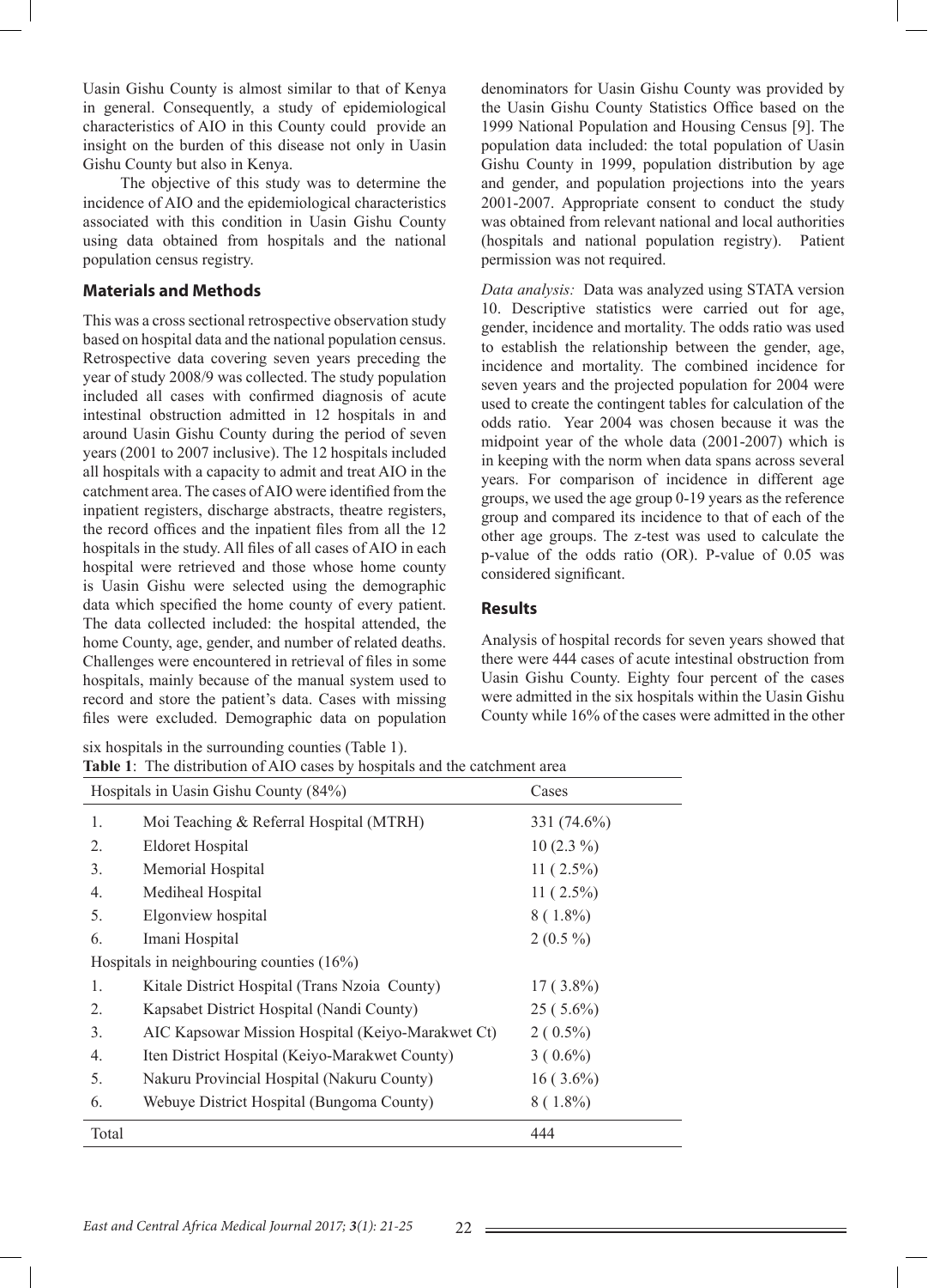Uasin Gishu County is almost similar to that of Kenya in general. Consequently, a study of epidemiological characteristics of AIO in this County could provide an insight on the burden of this disease not only in Uasin Gishu County but also in Kenya.

The objective of this study was to determine the incidence of AIO and the epidemiological characteristics associated with this condition in Uasin Gishu County using data obtained from hospitals and the national population census registry.

## Materials and Methods

This was a cross sectional retrospective observation study based on hospital data and the national population census. Retrospective data covering seven years preceding the year of study 2008/9 was collected. The study population included all cases with confirmed diagnosis of acute intestinal obstruction admitted in 12 hospitals in and around Uasin Gishu County during the period of seven years (2001 to 2007 inclusive). The 12 hospitals included all hospitals with a capacity to admit and treat AIO in the catchment area. The cases of AIO were identified from the inpatient registers, discharge abstracts, theatre registers, the record offices and the inpatient files from all the 12 hospitals in the study. All files of all cases of AIO in each hospital were retrieved and those whose home county is Uasin Gishu were selected using the demographic data which specified the home county of every patient. The data collected included: the hospital attended, the home County, age, gender, and number of related deaths. Challenges were encountered in retrieval of files in some hospitals, mainly because of the manual system used to record and store the patient's data. Cases with missing files were excluded. Demographic data on population denominators for Uasin Gishu County was provided by the Uasin Gishu County Statistics Office based on the 1999 National Population and Housing Census [9]. The population data included: the total population of Uasin Gishu County in 1999, population distribution by age and gender, and population projections into the years 2001-2007. Appropriate consent to conduct the study was obtained from relevant national and local authorities (hospitals and national population registry). Patient permission was not required.

*Data analysis:* Data was analyzed using STATA version 10. Descriptive statistics were carried out for age, gender, incidence and mortality. The odds ratio was used to establish the relationship between the gender, age, incidence and mortality. The combined incidence for seven years and the projected population for 2004 were used to create the contingent tables for calculation of the odds ratio. Year 2004 was chosen because it was the midpoint year of the whole data (2001-2007) which is in keeping with the norm when data spans across several years. For comparison of incidence in different age groups, we used the age group 0-19 years as the reference group and compared its incidence to that of each of the other age groups. The z-test was used to calculate the p-value of the odds ratio (OR). P-value of 0.05 was considered significant.

## Results

Analysis of hospital records for seven years showed that there were 444 cases of acute intestinal obstruction from Uasin Gishu County. Eighty four percent of the cases were admitted in the six hospitals within the Uasin Gishu County while 16% of the cases were admitted in the other six hospitals in the surrounding counties (Table 1).

**Table 1**: The distribution of AIO cases by hospitals and the catchment area

| Hospitals in Uasin Gishu County (84%) | | Cases |
|---|---|---|
| 1. | Moi Teaching & Referral Hospital (MTRH) | 331 (74.6%) |
| 2. | Eldoret Hospital | 10 (2.3 %) |
| 3. | Memorial Hospital | 11 ( 2.5%) |
| 4. | Mediheal Hospital | 11 ( 2.5%) |
| 5. | Elgonview hospital | 8 ( 1.8%) |
| 6. | Imani Hospital | 2 (0.5 %) |
| Hospitals in neighbouring counties (16%) | | |
| 1. | Kitale District Hospital (Trans Nzoia County) | 17 ( 3.8%) |
| 2. | Kapsabet District Hospital (Nandi County) | 25 ( 5.6%) |
| 3. | AIC Kapsowar Mission Hospital (Keiyo-Marakwet Ct) | 2 ( 0.5%) |
| 4. | Iten District Hospital (Keiyo-Marakwet County) | 3 ( 0.6%) |
| 5. | Nakuru Provincial Hospital (Nakuru County) | 16 ( 3.6%) |
| 6. | Webuye District Hospital (Bungoma County) | 8 ( 1.8%) |
| Total | | 444 |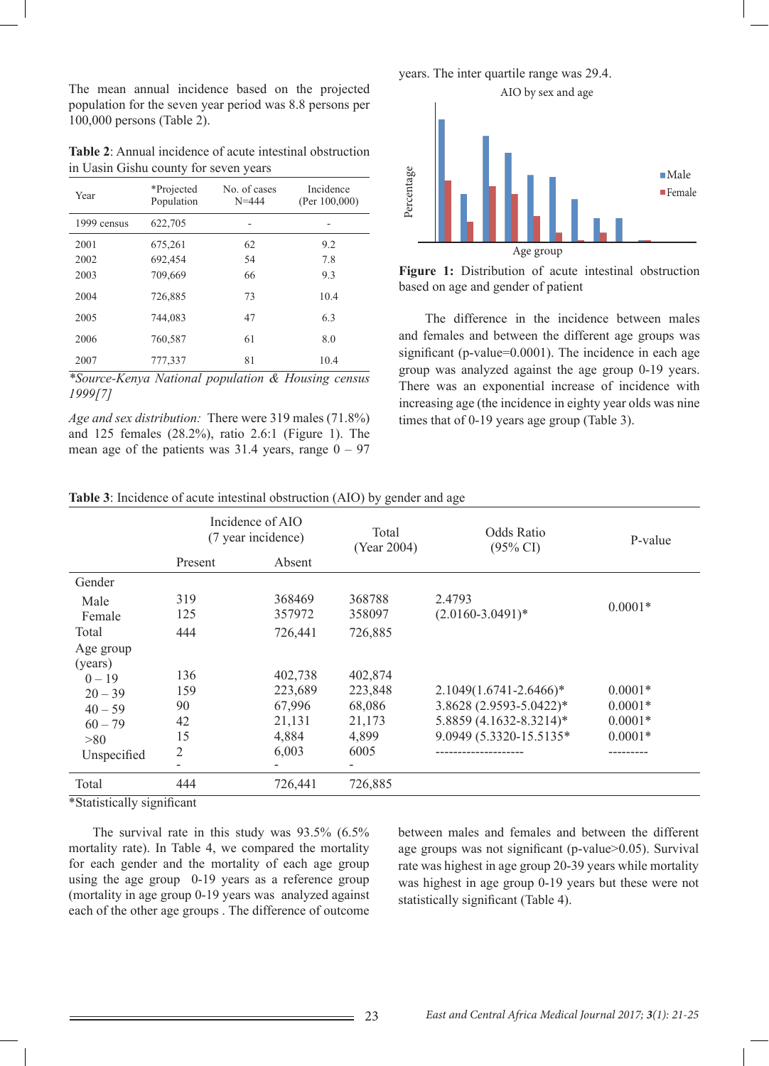The mean annual incidence based on the projected population for the seven year period was 8.8 persons per 100,000 persons (Table 2).

**Table 2**: Annual incidence of acute intestinal obstruction in Uasin Gishu county for seven years

| Year | *Projected Population | No. of cases N=444 | Incidence (Per 100,000) |
|---|---|---|---|
| 1999 census | 622,705 | - | - |
| 2001 | 675,261 | 62 | 9.2 |
| 2002 | 692,454 | 54 | 7.8 |
| 2003 | 709,669 | 66 | 9.3 |
| 2004 | 726,885 | 73 | 10.4 |
| 2005 | 744,083 | 47 | 6.3 |
| 2006 | 760,587 | 61 | 8.0 |
| 2007 | 777,337 | 81 | 10.4 |

*\*Source-Kenya National population & Housing census 1999[7]*

*Age and sex distribution:* There were 319 males (71.8%) and 125 females (28.2%), ratio 2.6:1 (Figure 1). The mean age of the patients was 31.4 years, range 0 – 97 years. The inter quartile range was 29.4.

**Figure 1:** Distribution of acute intestinal obstruction based on age and gender of patient

The difference in the incidence between males and females and between the different age groups was significant (p-value=0.0001). The incidence in each age group was analyzed against the age group 0-19 years. There was an exponential increase of incidence with increasing age (the incidence in eighty year olds was nine times that of 0-19 years age group (Table 3).

**Table 3**: Incidence of acute intestinal obstruction (AIO) by gender and age

| | Incidence of AIO (7 year incidence) | | Total (Year 2004) | Odds Ratio (95% CI) | P-value |
|---|---|---|---|---|---|
| | Present | Absent | | | |
| Gender | | | | | |
| Male | 319 | 368469 | 368788 | 2.4793 (2.0160-3.0491)* | 0.0001* |
| Female | 125 | 357972 | 358097 | | |
| Total | 444 | 726,441 | 726,885 | | |
| Age group (years) | | | | | |
| 0 – 19 | 136 | 402,738 | 402,874 | | |
| 20 – 39 | 159 | 223,689 | 223,848 | 2.1049(1.6741-2.6466)* | 0.0001* |
| 40 – 59 | 90 | 67,996 | 68,086 | 3.8628 (2.9593-5.0422)* | 0.0001* |
| 60 – 79 | 42 | 21,131 | 21,173 | 5.8859 (4.1632-8.3214)* | 0.0001* |
| >80 | 15 | 4,884 | 4,899 | 9.0949 (5.3320-15.5135* | 0.0001* |
| Unspecified | 2 | 6,003 | 6005 | -------------------- | --------- |
| | - | - | - | | |
| Total | 444 | 726,441 | 726,885 | | |

\*Statistically significant

The survival rate in this study was 93.5% (6.5% mortality rate). In Table 4, we compared the mortality for each gender and the mortality of each age group using the age group 0-19 years as a reference group (mortality in age group 0-19 years was analyzed against each of the other age groups . The difference of outcome between males and females and between the different age groups was not significant (p-value>0.05). Survival rate was highest in age group 20-39 years while mortality was highest in age group 0-19 years but these were not statistically significant (Table 4).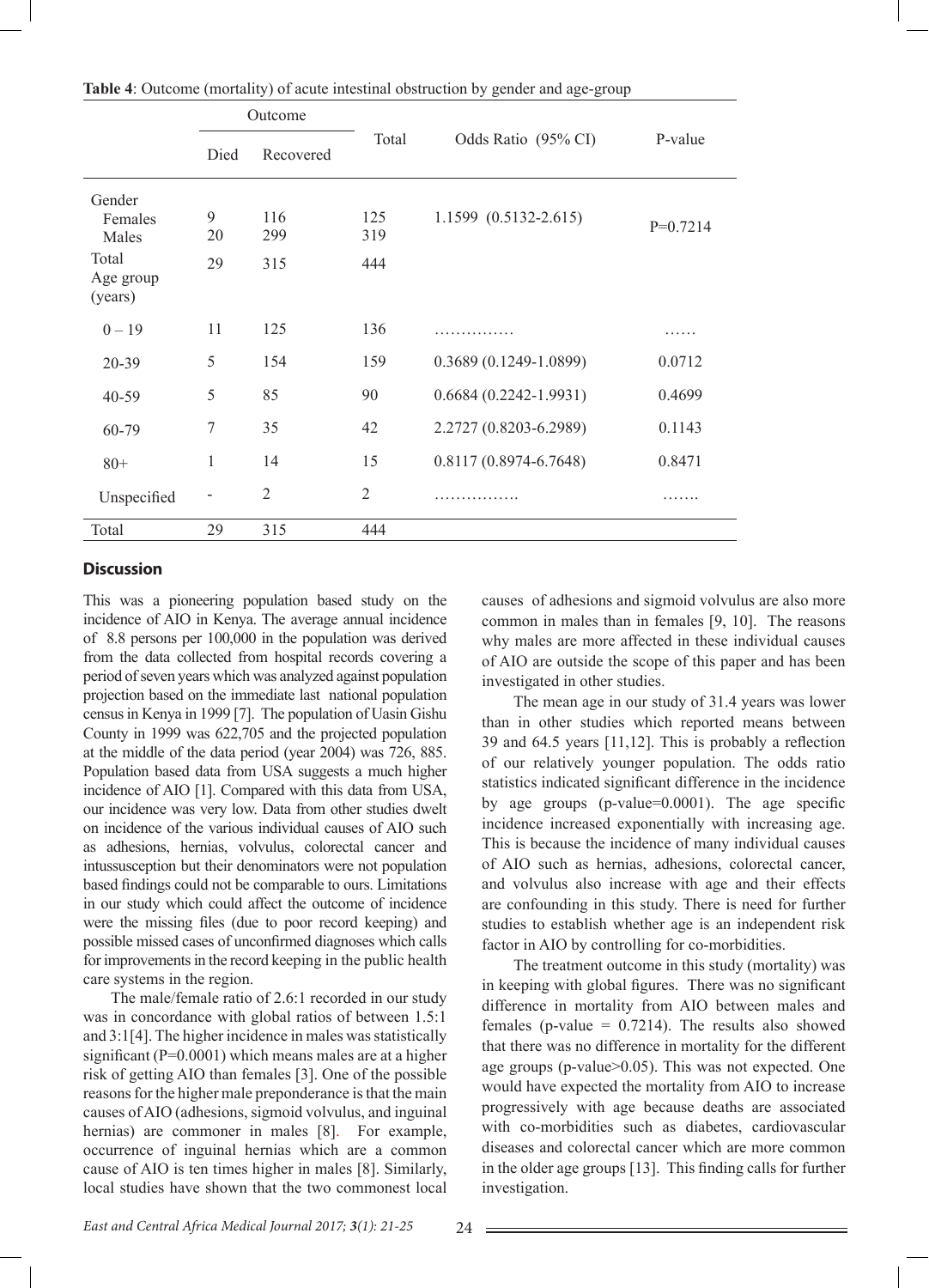**Table 4**: Outcome (mortality) of acute intestinal obstruction by gender and age-group

| | Outcome | | Total | Odds Ratio (95% CI) | P-value |
|---|---|---|---|---|---|
| | Died | Recovered | | | |
| Gender | | | | | |
| Females | 9 | 116 | 125 | 1.1599 (0.5132-2.615) | P=0.7214 |
| Males | 20 | 299 | 319 | | |
| Total | 29 | 315 | 444 | | |
| Age group (years) | | | | | |
| 0 – 19 | 11 | 125 | 136 | …………… | …… |
| 20-39 | 5 | 154 | 159 | 0.3689 (0.1249-1.0899) | 0.0712 |
| 40-59 | 5 | 85 | 90 | 0.6684 (0.2242-1.9931) | 0.4699 |
| 60-79 | 7 | 35 | 42 | 2.2727 (0.8203-6.2989) | 0.1143 |
| 80+ | 1 | 14 | 15 | 0.8117 (0.8974-6.7648) | 0.8471 |
| Unspecified | - | 2 | 2 | ……………. | ……. |
| Total | 29 | 315 | 444 | | |

## Discussion

This was a pioneering population based study on the incidence of AIO in Kenya. The average annual incidence of 8.8 persons per 100,000 in the population was derived from the data collected from hospital records covering a period of seven years which was analyzed against population projection based on the immediate last national population census in Kenya in 1999 [7]. The population of Uasin Gishu County in 1999 was 622,705 and the projected population at the middle of the data period (year 2004) was 726, 885. Population based data from USA suggests a much higher incidence of AIO [1]. Compared with this data from USA, our incidence was very low. Data from other studies dwelt on incidence of the various individual causes of AIO such as adhesions, hernias, volvulus, colorectal cancer and intussusception but their denominators were not population based findings could not be comparable to ours. Limitations in our study which could affect the outcome of incidence were the missing files (due to poor record keeping) and possible missed cases of unconfirmed diagnoses which calls for improvements in the record keeping in the public health care systems in the region.

The male/female ratio of 2.6:1 recorded in our study was in concordance with global ratios of between 1.5:1 and 3:1[4]. The higher incidence in males was statistically significant (P=0.0001) which means males are at a higher risk of getting AIO than females [3]. One of the possible reasons for the higher male preponderance is that the main causes of AIO (adhesions, sigmoid volvulus, and inguinal hernias) are commoner in males [8]. For example, occurrence of inguinal hernias which are a common cause of AIO is ten times higher in males [8]. Similarly, local studies have shown that the two commonest local causes of adhesions and sigmoid volvulus are also more common in males than in females [9, 10]. The reasons why males are more affected in these individual causes of AIO are outside the scope of this paper and has been investigated in other studies.

The mean age in our study of 31.4 years was lower than in other studies which reported means between 39 and 64.5 years [11,12]. This is probably a reflection of our relatively younger population. The odds ratio statistics indicated significant difference in the incidence by age groups (p-value=0.0001). The age specific incidence increased exponentially with increasing age. This is because the incidence of many individual causes of AIO such as hernias, adhesions, colorectal cancer, and volvulus also increase with age and their effects are confounding in this study. There is need for further studies to establish whether age is an independent risk factor in AIO by controlling for co-morbidities.

The treatment outcome in this study (mortality) was in keeping with global figures. There was no significant difference in mortality from AIO between males and females (p-value = 0.7214). The results also showed that there was no difference in mortality for the different age groups (p-value>0.05). This was not expected. One would have expected the mortality from AIO to increase progressively with age because deaths are associated with co-morbidities such as diabetes, cardiovascular diseases and colorectal cancer which are more common in the older age groups [13]. This finding calls for further investigation.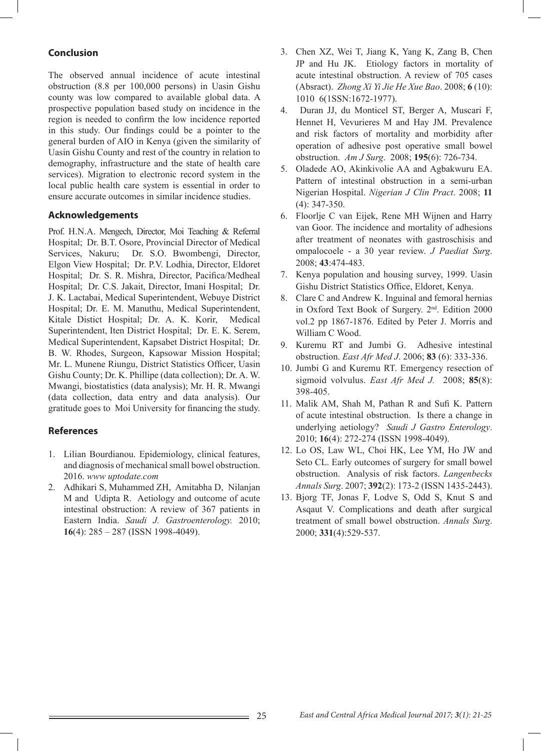## Conclusion

The observed annual incidence of acute intestinal obstruction (8.8 per 100,000 persons) in Uasin Gishu county was low compared to available global data. A prospective population based study on incidence in the region is needed to confirm the low incidence reported in this study. Our findings could be a pointer to the general burden of AIO in Kenya (given the similarity of Uasin Gishu County and rest of the country in relation to demography, infrastructure and the state of health care services). Migration to electronic record system in the local public health care system is essential in order to ensure accurate outcomes in similar incidence studies.

## Acknowledgements

Prof. H.N.A. Mengech, Director, Moi Teaching & Referral Hospital; Dr. B.T. Osore, Provincial Director of Medical Services, Nakuru; Dr. S.O. Bwombengi, Director, Elgon View Hospital; Dr. P.V. Lodhia, Director, Eldoret Hospital; Dr. S. R. Mishra, Director, Pacifica/Medheal Hospital; Dr. C.S. Jakait, Director, Imani Hospital; Dr. J. K. Lactabai, Medical Superintendent, Webuye District Hospital; Dr. E. M. Manuthu, Medical Superintendent, Kitale Distict Hospital; Dr. A. K. Korir, Medical Superintendent, Iten District Hospital; Dr. E. K. Serem, Medical Superintendent, Kapsabet District Hospital; Dr. B. W. Rhodes, Surgeon, Kapsowar Mission Hospital; Mr. L. Munene Riungu, District Statistics Officer, Uasin Gishu County; Dr. K. Phillipe (data collection); Dr. A. W. Mwangi, biostatistics (data analysis); Mr. H. R. Mwangi (data collection, data entry and data analysis). Our gratitude goes to Moi University for financing the study.

## References

1. Lilian Bourdianou. Epidemiology, clinical features, and diagnosis of mechanical small bowel obstruction. 2016. *www uptodate.com*
2. Adhikari S, Muhammed ZH, Amitabha D, Nilanjan M and Udipta R. Aetiology and outcome of acute intestinal obstruction: A review of 367 patients in Eastern India. *Saudi J. Gastroenterology.* 2010; **16**(4): 285 – 287 (ISSN 1998-4049).
3. Chen XZ, Wei T, Jiang K, Yang K, Zang B, Chen JP and Hu JK. Etiology factors in mortality of acute intestinal obstruction. A review of 705 cases (Absract). *Zhong Xi Yi Jie He Xue Bao*. 2008; **6** (10): 1010 6(1SSN:1672-1977).
4. Duran JJ, du Monticel ST, Berger A, Muscari F, Hennet H, Vevurieres M and Hay JM. Prevalence and risk factors of mortality and morbidity after operation of adhesive post operative small bowel obstruction. *Am J Surg*. 2008; **195**(6): 726-734.
5. Oladede AO, Akinkivolie AA and Agbakwuru EA. Pattern of intestinal obstruction in a semi-urban Nigerian Hospital. *Nigerian J Clin Pract*. 2008; **11** (4): 347-350.
6. Floorlje C van Eijek, Rene MH Wijnen and Harry van Goor. The incidence and mortality of adhesions after treatment of neonates with gastroschisis and ompalocoele - a 30 year review. *J Paediat Surg*. 2008; **43**:474-483.
7. Kenya population and housing survey, 1999. Uasin Gishu District Statistics Office, Eldoret, Kenya.
8. Clare C and Andrew K. Inguinal and femoral hernias in Oxford Text Book of Surgery. 2nd. Edition 2000 vol.2 pp 1867-1876. Edited by Peter J. Morris and William C Wood.
9. Kuremu RT and Jumbi G. Adhesive intestinal obstruction. *East Afr Med J*. 2006; **83** (6): 333-336.
10. Jumbi G and Kuremu RT. Emergency resection of sigmoid volvulus. *East Afr Med J.* 2008; **85**(8): 398-405.
11. Malik AM, Shah M, Pathan R and Sufi K. Pattern of acute intestinal obstruction. Is there a change in underlying aetiology? *Saudi J Gastro Enterology*. 2010; **16**(4): 272-274 (ISSN 1998-4049).
12. Lo OS, Law WL, Choi HK, Lee YM, Ho JW and Seto CL. Early outcomes of surgery for small bowel obstruction. Analysis of risk factors. *Langenbecks Annals Surg*. 2007; **392**(2): 173-2 (ISSN 1435-2443).
13. Bjorg TF, Jonas F, Lodve S, Odd S, Knut S and Asqaut V. Complications and death after surgical treatment of small bowel obstruction. *Annals Surg*. 2000; **331**(4):529-537.